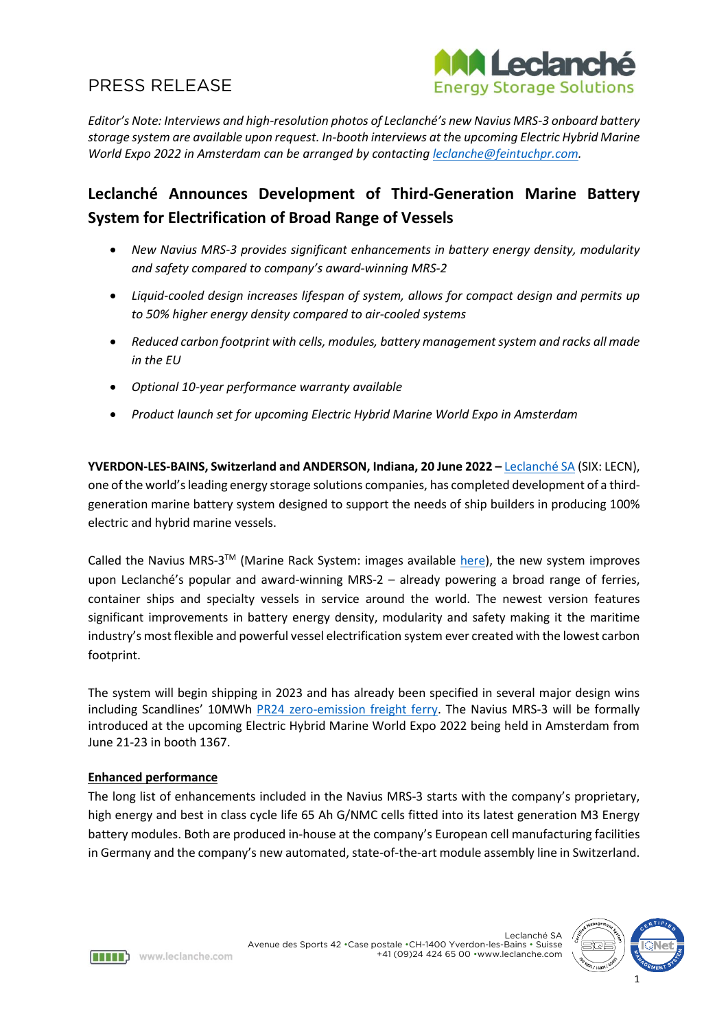PRESS RELEASE

*Editor's Note: Interviews and high-resolution photos of Leclanché's new Navius MRS-3 onboard battery storage system are available upon request. In-booth interviews at the upcoming Electric Hybrid Marine World Expo 2022 in Amsterdam can be arranged by contacting leclanche@feintuchpr.com.*

# Leclanché Announces Development of Third-Generation Marine Battery System for Electrification of Broad Range of Vessels

- *New Navius MRS-3 provides significant enhancements in battery energy density, modularity and safety compared to company's award-winning MRS-2*
- *Liquid-cooled design increases lifespan of system, allows for compact design and permits up to 50% higher energy density compared to air-cooled systems*
- *Reduced carbon footprint with cells, modules, battery management system and racks all made in the EU*
- *Optional 10-year performance warranty available*
- *Product launch set for upcoming Electric Hybrid Marine World Expo in Amsterdam*

**YVERDON-LES-BAINS, Switzerland and ANDERSON, Indiana, 20 June 2022 –** Leclanché SA (SIX: LECN), one of the world's leading energy storage solutions companies, has completed development of a third-generation marine battery system designed to support the needs of ship builders in producing 100% electric and hybrid marine vessels.

Called the Navius MRS-3™ (Marine Rack System: images available here), the new system improves upon Leclanché's popular and award-winning MRS-2 – already powering a broad range of ferries, container ships and specialty vessels in service around the world. The newest version features significant improvements in battery energy density, modularity and safety making it the maritime industry's most flexible and powerful vessel electrification system ever created with the lowest carbon footprint.

The system will begin shipping in 2023 and has already been specified in several major design wins including Scandlines' 10MWh PR24 zero-emission freight ferry. The Navius MRS-3 will be formally introduced at the upcoming Electric Hybrid Marine World Expo 2022 being held in Amsterdam from June 21-23 in booth 1367.

**Enhanced performance**

The long list of enhancements included in the Navius MRS-3 starts with the company's proprietary, high energy and best in class cycle life 65 Ah G/NMC cells fitted into its latest generation M3 Energy battery modules. Both are produced in-house at the company's European cell manufacturing facilities in Germany and the company's new automated, state-of-the-art module assembly line in Switzerland.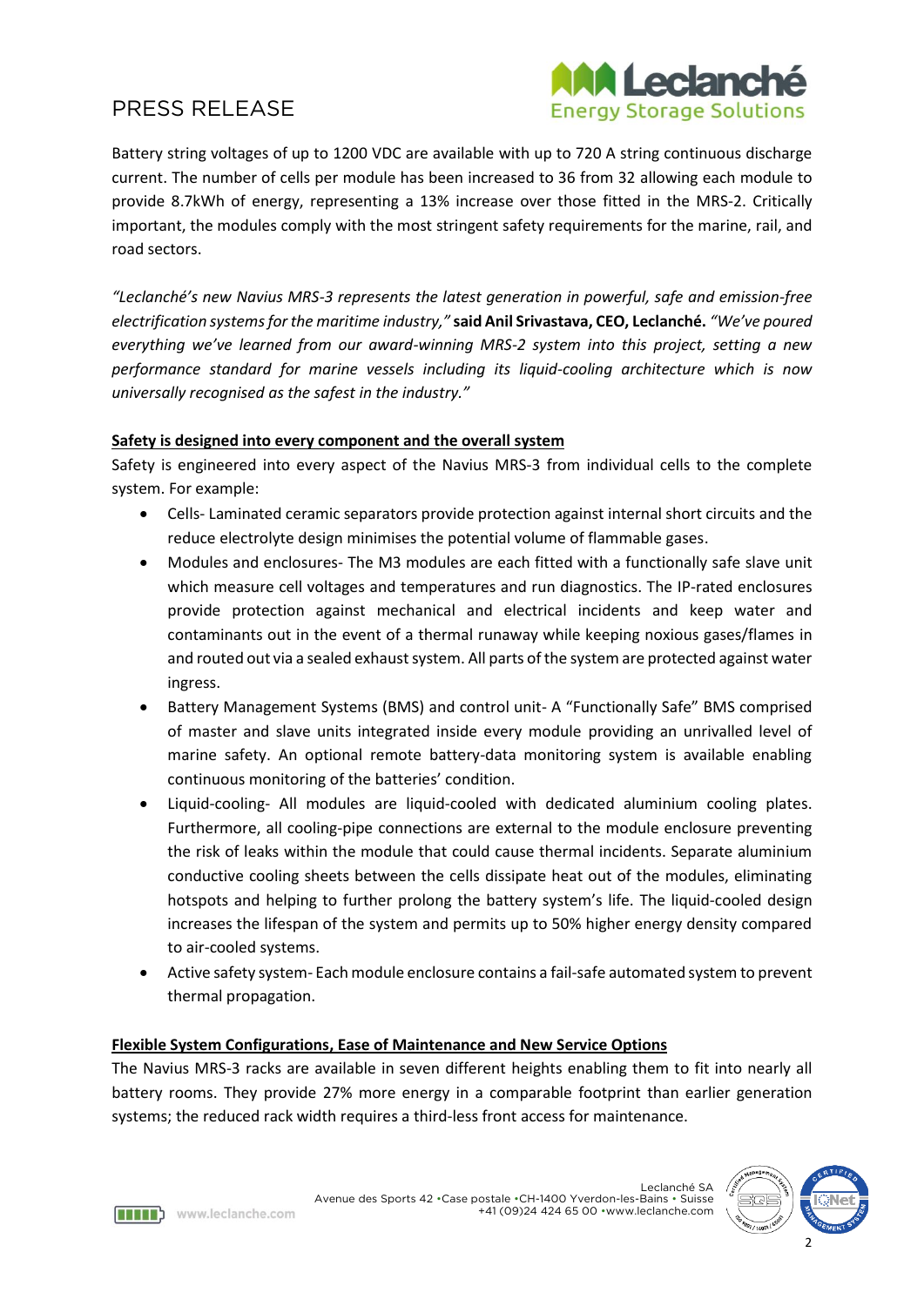Battery string voltages of up to 1200 VDC are available with up to 720 A string continuous discharge current. The number of cells per module has been increased to 36 from 32 allowing each module to provide 8.7kWh of energy, representing a 13% increase over those fitted in the MRS-2. Critically important, the modules comply with the most stringent safety requirements for the marine, rail, and road sectors.

*"Leclanché's new Navius MRS-3 represents the latest generation in powerful, safe and emission-free electrification systems for the maritime industry,"* **said Anil Srivastava, CEO, Leclanché.** *"We've poured everything we've learned from our award-winning MRS-2 system into this project, setting a new performance standard for marine vessels including its liquid-cooling architecture which is now universally recognised as the safest in the industry."*

**Safety is designed into every component and the overall system**

Safety is engineered into every aspect of the Navius MRS-3 from individual cells to the complete system. For example:

- Cells- Laminated ceramic separators provide protection against internal short circuits and the reduce electrolyte design minimises the potential volume of flammable gases.
- Modules and enclosures- The M3 modules are each fitted with a functionally safe slave unit which measure cell voltages and temperatures and run diagnostics. The IP-rated enclosures provide protection against mechanical and electrical incidents and keep water and contaminants out in the event of a thermal runaway while keeping noxious gases/flames in and routed out via a sealed exhaust system. All parts of the system are protected against water ingress.
- Battery Management Systems (BMS) and control unit- A "Functionally Safe" BMS comprised of master and slave units integrated inside every module providing an unrivalled level of marine safety. An optional remote battery-data monitoring system is available enabling continuous monitoring of the batteries' condition.
- Liquid-cooling- All modules are liquid-cooled with dedicated aluminium cooling plates. Furthermore, all cooling-pipe connections are external to the module enclosure preventing the risk of leaks within the module that could cause thermal incidents. Separate aluminium conductive cooling sheets between the cells dissipate heat out of the modules, eliminating hotspots and helping to further prolong the battery system's life. The liquid-cooled design increases the lifespan of the system and permits up to 50% higher energy density compared to air-cooled systems.
- Active safety system- Each module enclosure contains a fail-safe automated system to prevent thermal propagation.

**Flexible System Configurations, Ease of Maintenance and New Service Options**

The Navius MRS-3 racks are available in seven different heights enabling them to fit into nearly all battery rooms. They provide 27% more energy in a comparable footprint than earlier generation systems; the reduced rack width requires a third-less front access for maintenance.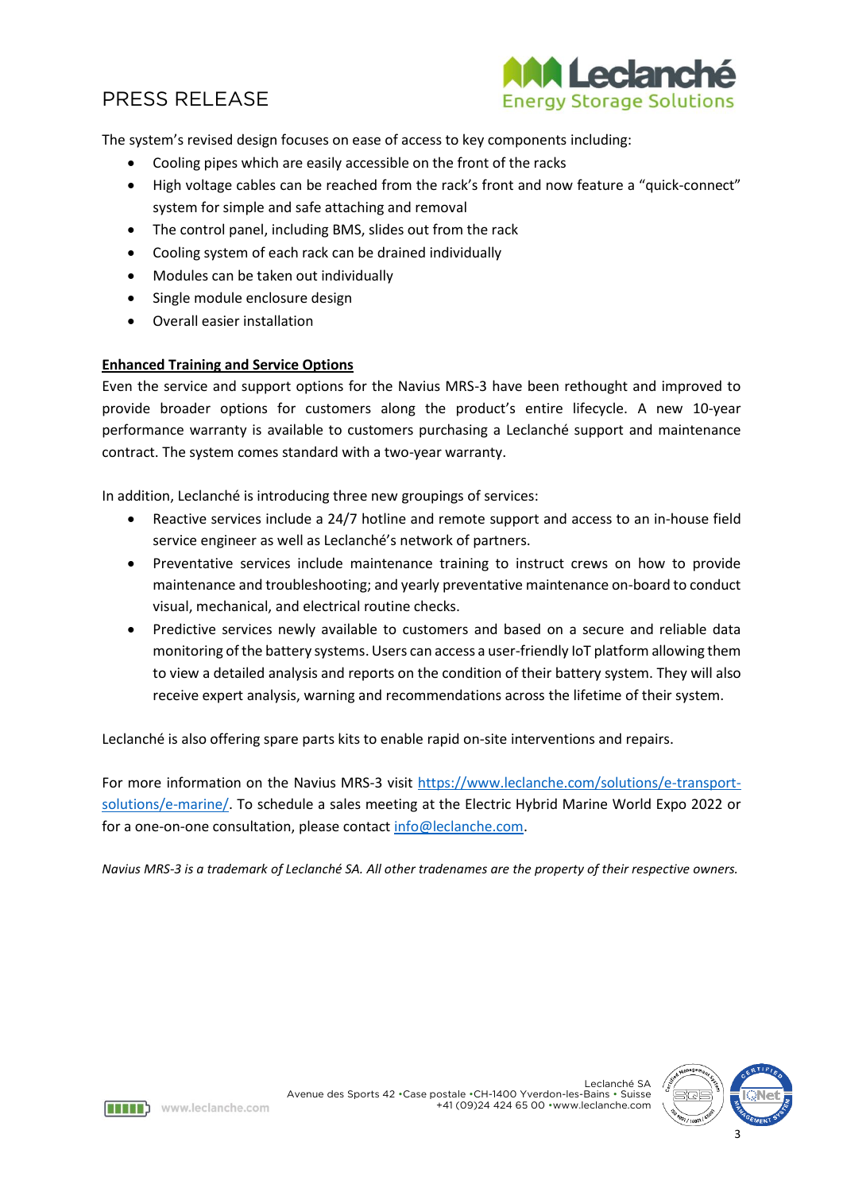The system's revised design focuses on ease of access to key components including:

- Cooling pipes which are easily accessible on the front of the racks
- High voltage cables can be reached from the rack's front and now feature a "quick-connect" system for simple and safe attaching and removal
- The control panel, including BMS, slides out from the rack
- Cooling system of each rack can be drained individually
- Modules can be taken out individually
- Single module enclosure design
- Overall easier installation

**Enhanced Training and Service Options**

Even the service and support options for the Navius MRS-3 have been rethought and improved to provide broader options for customers along the product's entire lifecycle. A new 10-year performance warranty is available to customers purchasing a Leclanché support and maintenance contract. The system comes standard with a two-year warranty.

In addition, Leclanché is introducing three new groupings of services:

- Reactive services include a 24/7 hotline and remote support and access to an in-house field service engineer as well as Leclanché's network of partners.
- Preventative services include maintenance training to instruct crews on how to provide maintenance and troubleshooting; and yearly preventative maintenance on-board to conduct visual, mechanical, and electrical routine checks.
- Predictive services newly available to customers and based on a secure and reliable data monitoring of the battery systems. Users can access a user-friendly IoT platform allowing them to view a detailed analysis and reports on the condition of their battery system. They will also receive expert analysis, warning and recommendations across the lifetime of their system.

Leclanché is also offering spare parts kits to enable rapid on-site interventions and repairs.

For more information on the Navius MRS-3 visit https://www.leclanche.com/solutions/e-transport-solutions/e-marine/. To schedule a sales meeting at the Electric Hybrid Marine World Expo 2022 or for a one-on-one consultation, please contact info@leclanche.com.

*Navius MRS-3 is a trademark of Leclanché SA. All other tradenames are the property of their respective owners.*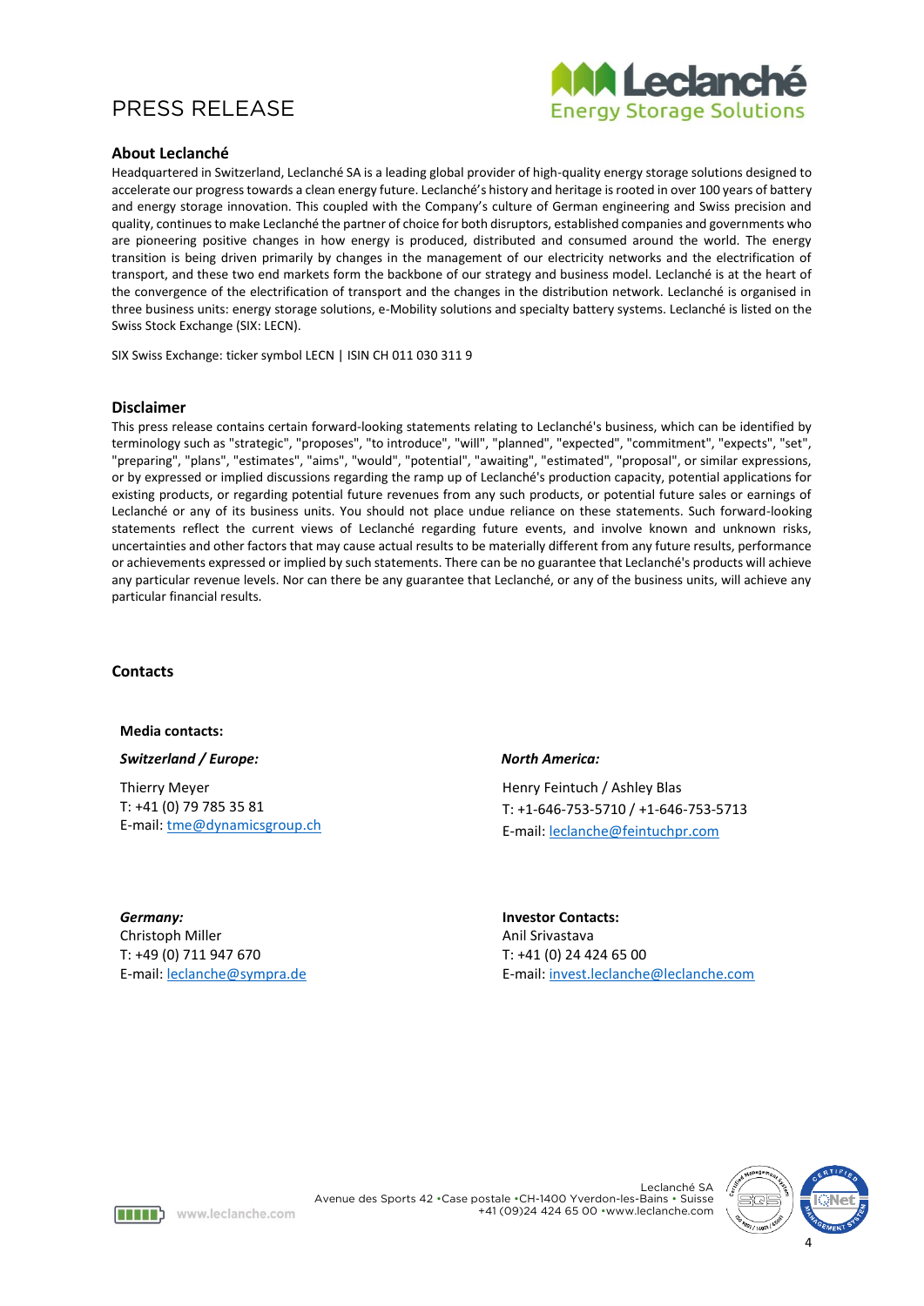PRESS RELEASE

## About Leclanché

Headquartered in Switzerland, Leclanché SA is a leading global provider of high-quality energy storage solutions designed to accelerate our progress towards a clean energy future. Leclanché's history and heritage is rooted in over 100 years of battery and energy storage innovation. This coupled with the Company's culture of German engineering and Swiss precision and quality, continues to make Leclanché the partner of choice for both disruptors, established companies and governments who are pioneering positive changes in how energy is produced, distributed and consumed around the world. The energy transition is being driven primarily by changes in the management of our electricity networks and the electrification of transport, and these two end markets form the backbone of our strategy and business model. Leclanché is at the heart of the convergence of the electrification of transport and the changes in the distribution network. Leclanché is organised in three business units: energy storage solutions, e-Mobility solutions and specialty battery systems. Leclanché is listed on the Swiss Stock Exchange (SIX: LECN).

SIX Swiss Exchange: ticker symbol LECN | ISIN CH 011 030 311 9

## Disclaimer

This press release contains certain forward-looking statements relating to Leclanché's business, which can be identified by terminology such as "strategic", "proposes", "to introduce", "will", "planned", "expected", "commitment", "expects", "set", "preparing", "plans", "estimates", "aims", "would", "potential", "awaiting", "estimated", "proposal", or similar expressions, or by expressed or implied discussions regarding the ramp up of Leclanché's production capacity, potential applications for existing products, or regarding potential future revenues from any such products, or potential future sales or earnings of Leclanché or any of its business units. You should not place undue reliance on these statements. Such forward-looking statements reflect the current views of Leclanché regarding future events, and involve known and unknown risks, uncertainties and other factors that may cause actual results to be materially different from any future results, performance or achievements expressed or implied by such statements. There can be no guarantee that Leclanché's products will achieve any particular revenue levels. Nor can there be any guarantee that Leclanché, or any of the business units, will achieve any particular financial results.

## Contacts

**Media contacts:**

***Switzerland / Europe:***

Thierry Meyer
T: +41 (0) 79 785 35 81
E-mail: tme@dynamicsgroup.ch

***North America:***

Henry Feintuch / Ashley Blas
T: +1-646-753-5710 / +1-646-753-5713
E-mail: leclanche@feintuchpr.com

***Germany:***
Christoph Miller
T: +49 (0) 711 947 670
E-mail: leclanche@sympra.de

**Investor Contacts:**
Anil Srivastava
T: +41 (0) 24 424 65 00
E-mail: invest.leclanche@leclanche.com